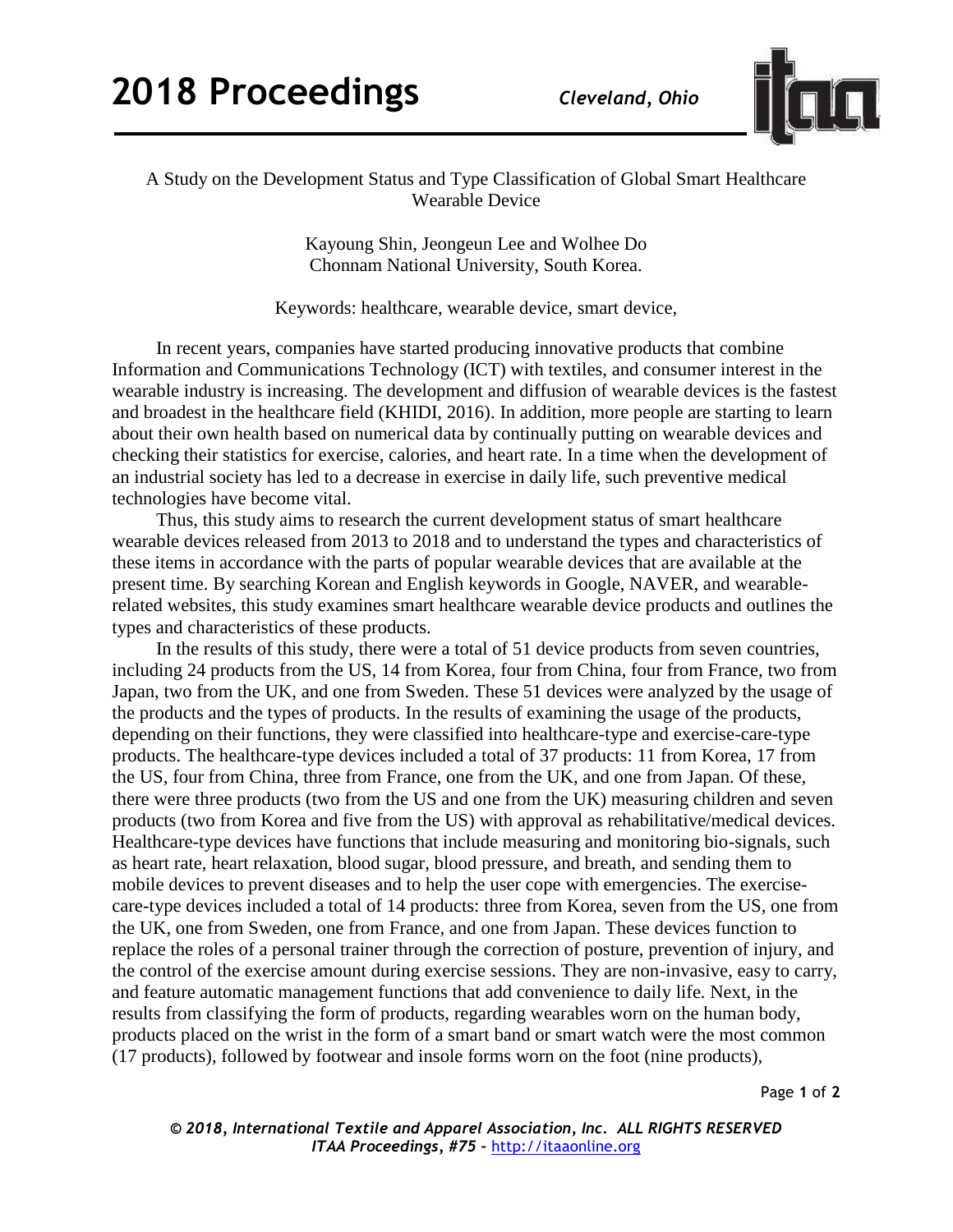A Study on the Development Status and Type Classification of Global Smart Healthcare Wearable Device

Kayoung Shin, Jeongeun Lee and Wolhee Do
Chonnam National University, South Korea.

Keywords: healthcare, wearable device, smart device,

In recent years, companies have started producing innovative products that combine Information and Communications Technology (ICT) with textiles, and consumer interest in the wearable industry is increasing. The development and diffusion of wearable devices is the fastest and broadest in the healthcare field (KHIDI, 2016). In addition, more people are starting to learn about their own health based on numerical data by continually putting on wearable devices and checking their statistics for exercise, calories, and heart rate. In a time when the development of an industrial society has led to a decrease in exercise in daily life, such preventive medical technologies have become vital.

Thus, this study aims to research the current development status of smart healthcare wearable devices released from 2013 to 2018 and to understand the types and characteristics of these items in accordance with the parts of popular wearable devices that are available at the present time. By searching Korean and English keywords in Google, NAVER, and wearable-related websites, this study examines smart healthcare wearable device products and outlines the types and characteristics of these products.

In the results of this study, there were a total of 51 device products from seven countries, including 24 products from the US, 14 from Korea, four from China, four from France, two from Japan, two from the UK, and one from Sweden. These 51 devices were analyzed by the usage of the products and the types of products. In the results of examining the usage of the products, depending on their functions, they were classified into healthcare-type and exercise-care-type products. The healthcare-type devices included a total of 37 products: 11 from Korea, 17 from the US, four from China, three from France, one from the UK, and one from Japan. Of these, there were three products (two from the US and one from the UK) measuring children and seven products (two from Korea and five from the US) with approval as rehabilitative/medical devices. Healthcare-type devices have functions that include measuring and monitoring bio-signals, such as heart rate, heart relaxation, blood sugar, blood pressure, and breath, and sending them to mobile devices to prevent diseases and to help the user cope with emergencies. The exercise-care-type devices included a total of 14 products: three from Korea, seven from the US, one from the UK, one from Sweden, one from France, and one from Japan. These devices function to replace the roles of a personal trainer through the correction of posture, prevention of injury, and the control of the exercise amount during exercise sessions. They are non-invasive, easy to carry, and feature automatic management functions that add convenience to daily life. Next, in the results from classifying the form of products, regarding wearables worn on the human body, products placed on the wrist in the form of a smart band or smart watch were the most common (17 products), followed by footwear and insole forms worn on the foot (nine products),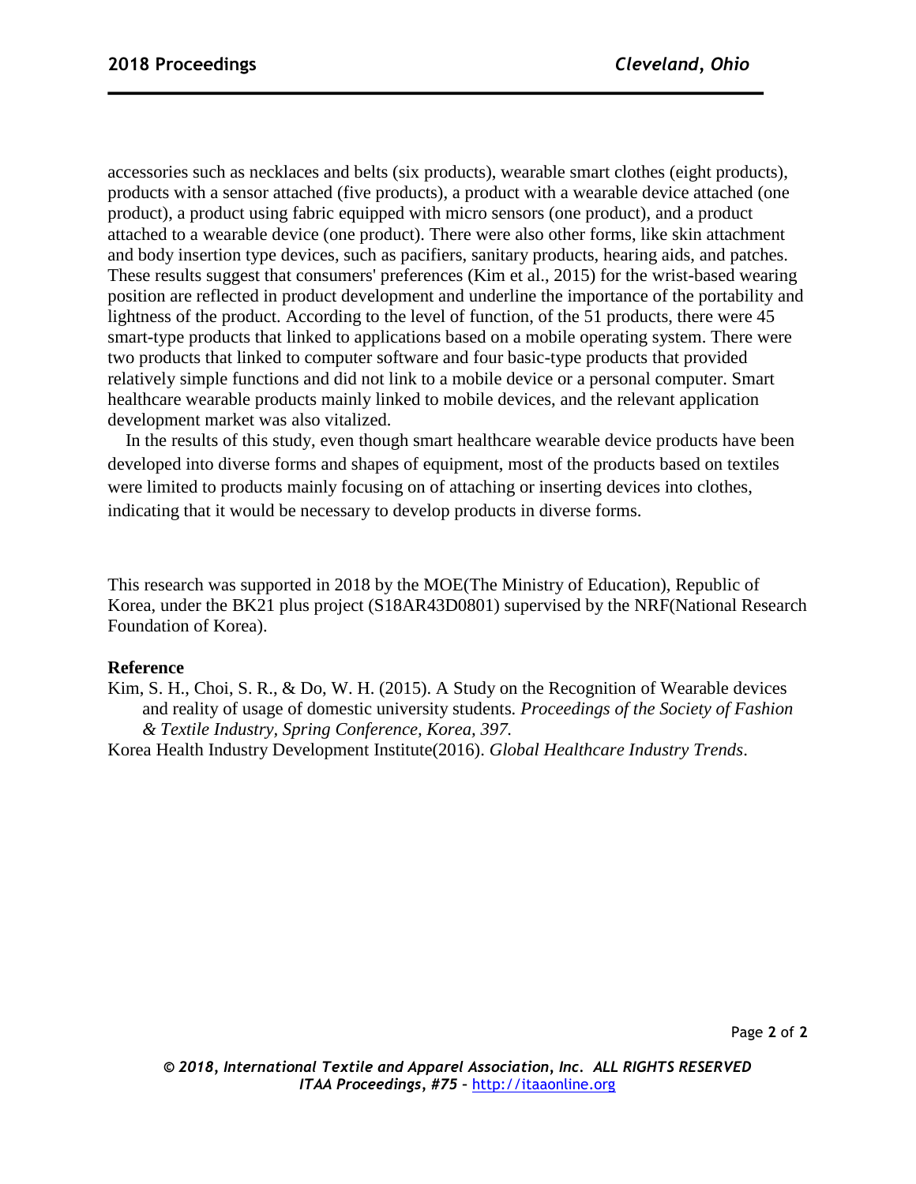accessories such as necklaces and belts (six products), wearable smart clothes (eight products), products with a sensor attached (five products), a product with a wearable device attached (one product), a product using fabric equipped with micro sensors (one product), and a product attached to a wearable device (one product). There were also other forms, like skin attachment and body insertion type devices, such as pacifiers, sanitary products, hearing aids, and patches. These results suggest that consumers' preferences (Kim et al., 2015) for the wrist-based wearing position are reflected in product development and underline the importance of the portability and lightness of the product. According to the level of function, of the 51 products, there were 45 smart-type products that linked to applications based on a mobile operating system. There were two products that linked to computer software and four basic-type products that provided relatively simple functions and did not link to a mobile device or a personal computer. Smart healthcare wearable products mainly linked to mobile devices, and the relevant application development market was also vitalized.

In the results of this study, even though smart healthcare wearable device products have been developed into diverse forms and shapes of equipment, most of the products based on textiles were limited to products mainly focusing on of attaching or inserting devices into clothes, indicating that it would be necessary to develop products in diverse forms.

This research was supported in 2018 by the MOE(The Ministry of Education), Republic of Korea, under the BK21 plus project (S18AR43D0801) supervised by the NRF(National Research Foundation of Korea).

**Reference**

Kim, S. H., Choi, S. R., & Do, W. H. (2015). A Study on the Recognition of Wearable devices and reality of usage of domestic university students. *Proceedings of the Society of Fashion & Textile Industry, Spring Conference, Korea, 397.*

Korea Health Industry Development Institute(2016). *Global Healthcare Industry Trends*.